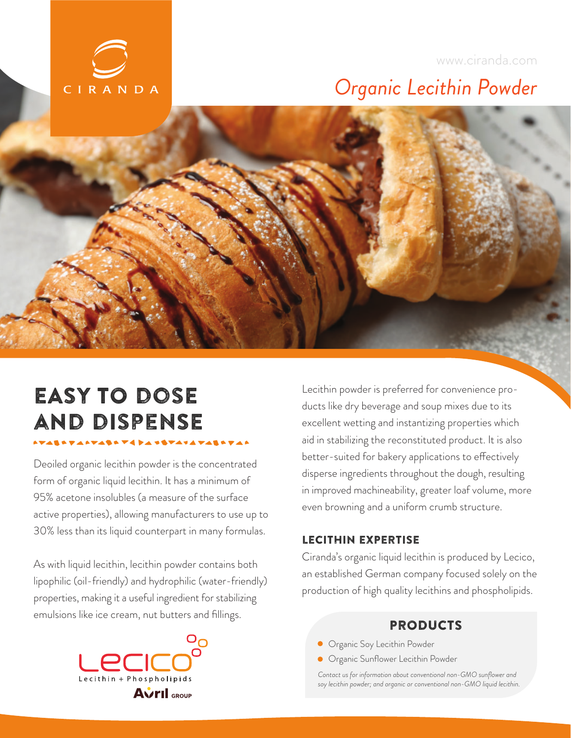CIRANDA

www.ciranda.com

# Organic Lecithin Powder

## EASY TO DOSE AND DISPENSE

Deoiled organic lecithin powder is the concentrated form of organic liquid lecithin. It has a minimum of 95% acetone insolubles (a measure of the surface active properties), allowing manufacturers to use up to 30% less than its liquid counterpart in many formulas.

As with liquid lecithin, lecithin powder contains both lipophilic (oil-friendly) and hydrophilic (water-friendly) properties, making it a useful ingredient for stabilizing emulsions like ice cream, nut butters and fillings.

Lecico Lecithin + Phospholipids

Avril GROUP

Lecithin powder is preferred for convenience products like dry beverage and soup mixes due to its excellent wetting and instantizing properties which aid in stabilizing the reconstituted product. It is also better-suited for bakery applications to effectively disperse ingredients throughout the dough, resulting in improved machineability, greater loaf volume, more even browning and a uniform crumb structure.

### LECITHIN EXPERTISE

Ciranda's organic liquid lecithin is produced by Lecico, an established German company focused solely on the production of high quality lecithins and phospholipids.

### PRODUCTS

- Organic Soy Lecithin Powder
- Organic Sunflower Lecithin Powder

*Contact us for information about conventional non-GMO sunflower and soy lecithin powder; and organic or conventional non-GMO liquid lecithin.*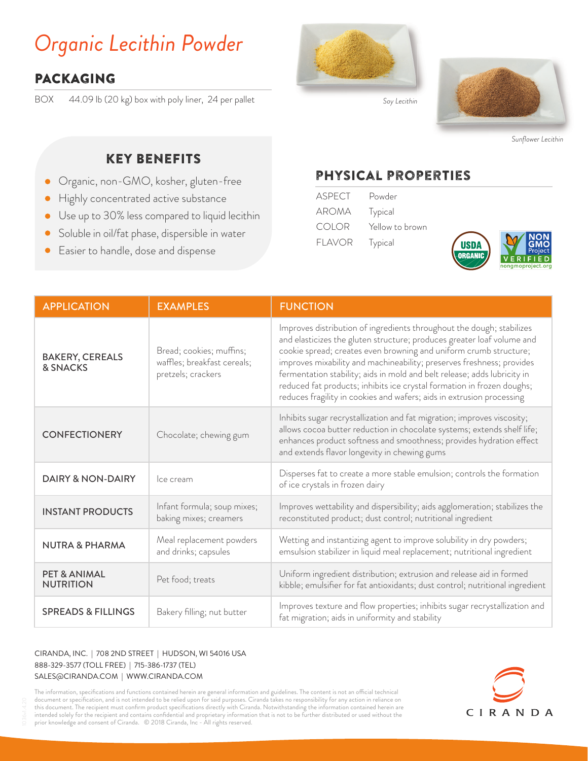# Organic Lecithin Powder

## PACKAGING

BOX 44.09 lb (20 kg) box with poly liner, 24 per pallet

*Soy Lecithin*

*Sunflower Lecithin*

## KEY BENEFITS

- Organic, non-GMO, kosher, gluten-free
- Highly concentrated active substance
- Use up to 30% less compared to liquid lecithin
- Soluble in oil/fat phase, dispersible in water
- Easier to handle, dose and dispense

## PHYSICAL PROPERTIES

| | |
|---|---|
| ASPECT | Powder |
| AROMA | Typical |
| COLOR | Yellow to brown |
| FLAVOR | Typical |

USDA ORGANIC

NON GMO Project VERIFIED nongmoproject.org

| APPLICATION | EXAMPLES | FUNCTION |
|---|---|---|
| BAKERY, CEREALS & SNACKS | Bread; cookies; muffins; waffles; breakfast cereals; pretzels; crackers | Improves distribution of ingredients throughout the dough; stabilizes and elasticizes the gluten structure; produces greater loaf volume and cookie spread; creates even browning and uniform crumb structure; improves mixability and machineability; preserves freshness; provides fermentation stability; aids in mold and belt release; adds lubricity in reduced fat products; inhibits ice crystal formation in frozen doughs; reduces fragility in cookies and wafers; aids in extrusion processing |
| CONFECTIONERY | Chocolate; chewing gum | Inhibits sugar recrystallization and fat migration; improves viscosity; allows cocoa butter reduction in chocolate systems; extends shelf life; enhances product softness and smoothness; provides hydration effect and extends flavor longevity in chewing gums |
| DAIRY & NON-DAIRY | Ice cream | Disperses fat to create a more stable emulsion; controls the formation of ice crystals in frozen dairy |
| INSTANT PRODUCTS | Infant formula; soup mixes; baking mixes; creamers | Improves wettability and dispersibility; aids agglomeration; stabilizes the reconstituted product; dust control; nutritional ingredient |
| NUTRA & PHARMA | Meal replacement powders and drinks; capsules | Wetting and instantizing agent to improve solubility in dry powders; emsulsion stabilizer in liquid meal replacement; nutritional ingredient |
| PET & ANIMAL NUTRITION | Pet food; treats | Uniform ingredient distribution; extrusion and release aid in formed kibble; emulsifier for fat antioxidants; dust control; nutritional ingredient |
| SPREADS & FILLINGS | Bakery filling; nut butter | Improves texture and flow properties; inhibits sugar recrystallization and fat migration; aids in uniformity and stability |

CIRANDA, INC. | 708 2ND STREET | HUDSON, WI 54016 USA
888-329-3577 (TOLL FREE) | 715-386-1737 (TEL)
SALES@CIRANDA.COM | WWW.CIRANDA.COM

The information, specifications and functions contained herein are general information and guidelines. The content is not an official technical document or specification, and is not intended to be relied upon for said purposes. Ciranda takes no responsibility for any action in reliance on this document. The recipient must confirm product specifications directly with Ciranda. Notwithstanding the information contained herein are intended solely for the recipient and contains confidential and proprietary information that is not to be further distributed or used without the prior knowledge and consent of Ciranda. © 2018 Ciranda, Inc - All rights reserved.

CIRANDA